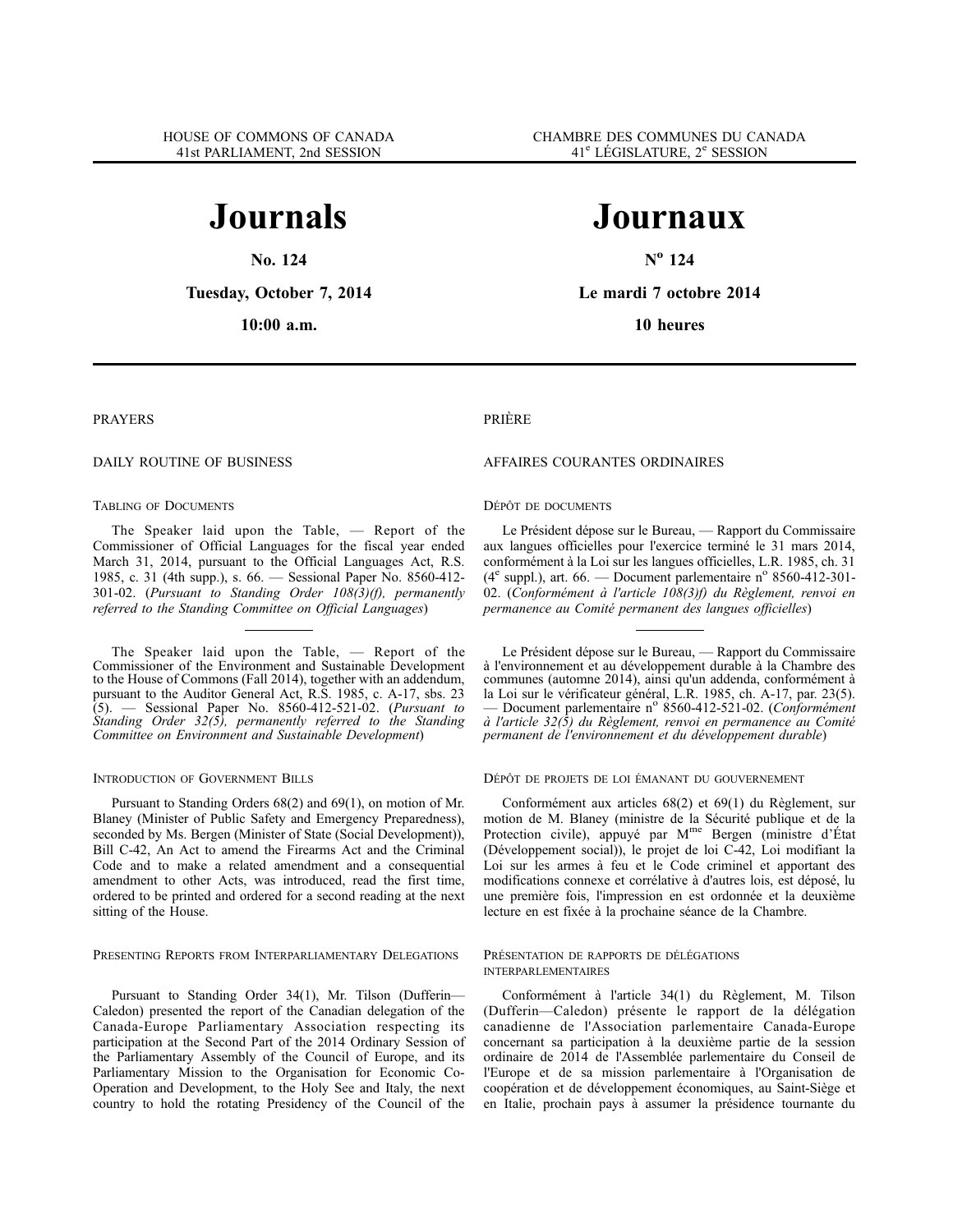HOUSE OF COMMONS OF CANADA
41st PARLIAMENT, 2nd SESSION

# Journals

**No. 124**

**Tuesday, October 7, 2014**

**10:00 a.m.**

PRAYERS

DAILY ROUTINE OF BUSINESS

TABLING OF DOCUMENTS

The Speaker laid upon the Table, — Report of the Commissioner of Official Languages for the fiscal year ended March 31, 2014, pursuant to the Official Languages Act, R.S. 1985, c. 31 (4th supp.), s. 66. — Sessional Paper No. 8560-412-301-02. (*Pursuant to Standing Order 108(3)(f), permanently referred to the Standing Committee on Official Languages*)

---

The Speaker laid upon the Table, — Report of the Commissioner of the Environment and Sustainable Development to the House of Commons (Fall 2014), together with an addendum, pursuant to the Auditor General Act, R.S. 1985, c. A-17, sbs. 23 (5). — Sessional Paper No. 8560-412-521-02. (*Pursuant to Standing Order 32(5), permanently referred to the Standing Committee on Environment and Sustainable Development*)

INTRODUCTION OF GOVERNMENT BILLS

Pursuant to Standing Orders 68(2) and 69(1), on motion of Mr. Blaney (Minister of Public Safety and Emergency Preparedness), seconded by Ms. Bergen (Minister of State (Social Development)), Bill C-42, An Act to amend the Firearms Act and the Criminal Code and to make a related amendment and a consequential amendment to other Acts, was introduced, read the first time, ordered to be printed and ordered for a second reading at the next sitting of the House.

PRESENTING REPORTS FROM INTERPARLIAMENTARY DELEGATIONS

Pursuant to Standing Order 34(1), Mr. Tilson (Dufferin—Caledon) presented the report of the Canadian delegation of the Canada-Europe Parliamentary Association respecting its participation at the Second Part of the 2014 Ordinary Session of the Parliamentary Assembly of the Council of Europe, and its Parliamentary Mission to the Organisation for Economic Co-Operation and Development, to the Holy See and Italy, the next country to hold the rotating Presidency of the Council of the

CHAMBRE DES COMMUNES DU CANADA
41e LÉGISLATURE, 2e SESSION

# Journaux

**No 124**

**Le mardi 7 octobre 2014**

**10 heures**

PRIÈRE

AFFAIRES COURANTES ORDINAIRES

DÉPÔT DE DOCUMENTS

Le Président dépose sur le Bureau, — Rapport du Commissaire aux langues officielles pour l'exercice terminé le 31 mars 2014, conformément à la Loi sur les langues officielles, L.R. 1985, ch. 31 (4e suppl.), art. 66. — Document parlementaire no 8560-412-301-02. (*Conformément à l'article 108(3)f) du Règlement, renvoi en permanence au Comité permanent des langues officielles*)

---

Le Président dépose sur le Bureau, — Rapport du Commissaire à l'environnement et au développement durable à la Chambre des communes (automne 2014), ainsi qu'un addenda, conformément à la Loi sur le vérificateur général, L.R. 1985, ch. A-17, par. 23(5). — Document parlementaire no 8560-412-521-02. (*Conformément à l'article 32(5) du Règlement, renvoi en permanence au Comité permanent de l'environnement et du développement durable*)

DÉPÔT DE PROJETS DE LOI ÉMANANT DU GOUVERNEMENT

Conformément aux articles 68(2) et 69(1) du Règlement, sur motion de M. Blaney (ministre de la Sécurité publique et de la Protection civile), appuyé par Mme Bergen (ministre d'État (Développement social)), le projet de loi C-42, Loi modifiant la Loi sur les armes à feu et le Code criminel et apportant des modifications connexe et corrélative à d'autres lois, est déposé, lu une première fois, l'impression en est ordonnée et la deuxième lecture en est fixée à la prochaine séance de la Chambre.

PRÉSENTATION DE RAPPORTS DE DÉLÉGATIONS INTERPARLEMENTAIRES

Conformément à l'article 34(1) du Règlement, M. Tilson (Dufferin—Caledon) présente le rapport de la délégation canadienne de l'Association parlementaire Canada-Europe concernant sa participation à la deuxième partie de la session ordinaire de 2014 de l'Assemblée parlementaire du Conseil de l'Europe et de sa mission parlementaire à l'Organisation de coopération et de développement économiques, au Saint-Siège et en Italie, prochain pays à assumer la présidence tournante du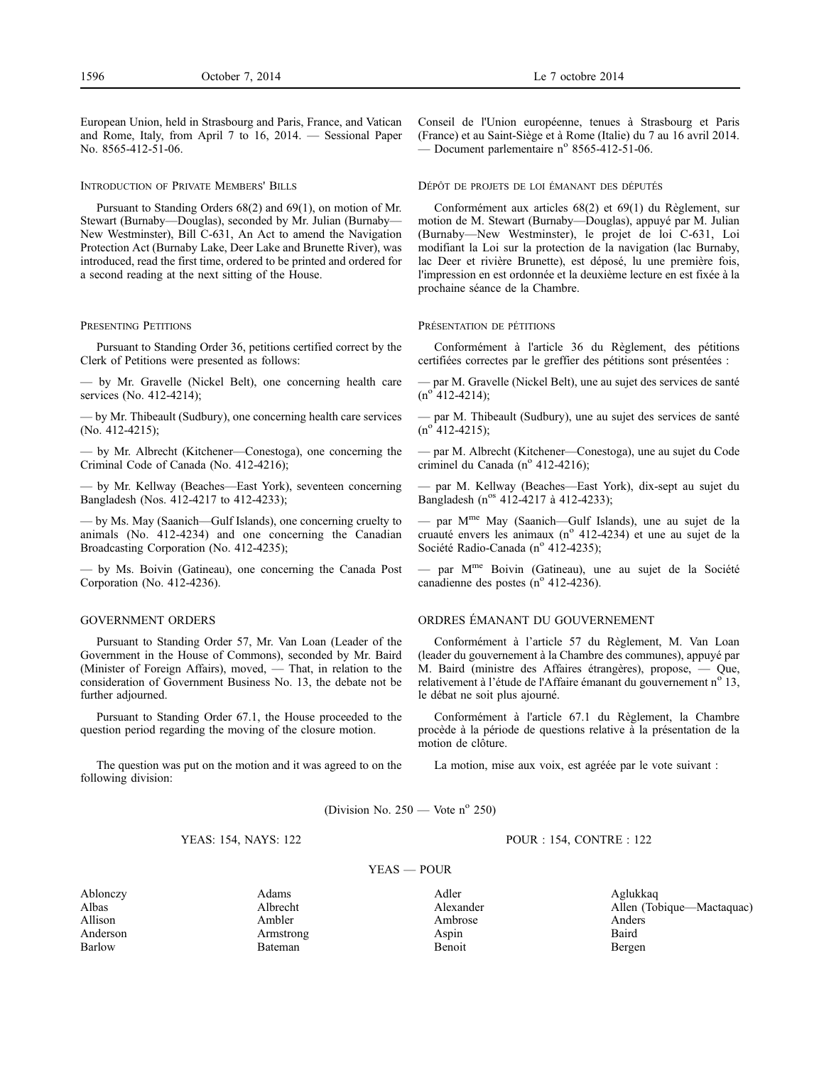European Union, held in Strasbourg and Paris, France, and Vatican and Rome, Italy, from April 7 to 16, 2014. — Sessional Paper No. 8565-412-51-06.

Conseil de l'Union européenne, tenues à Strasbourg et Paris (France) et au Saint-Siège et à Rome (Italie) du 7 au 16 avril 2014. — Document parlementaire n° 8565-412-51-06.

### Introduction of Private Members' Bills

Pursuant to Standing Orders 68(2) and 69(1), on motion of Mr. Stewart (Burnaby—Douglas), seconded by Mr. Julian (Burnaby—New Westminster), Bill C-631, An Act to amend the Navigation Protection Act (Burnaby Lake, Deer Lake and Brunette River), was introduced, read the first time, ordered to be printed and ordered for a second reading at the next sitting of the House.

### Dépôt de projets de loi émanant des députés

Conformément aux articles 68(2) et 69(1) du Règlement, sur motion de M. Stewart (Burnaby—Douglas), appuyé par M. Julian (Burnaby—New Westminster), le projet de loi C-631, Loi modifiant la Loi sur la protection de la navigation (lac Burnaby, lac Deer et rivière Brunette), est déposé, lu une première fois, l'impression en est ordonnée et la deuxième lecture en est fixée à la prochaine séance de la Chambre.

### Presenting Petitions

Pursuant to Standing Order 36, petitions certified correct by the Clerk of Petitions were presented as follows:

— by Mr. Gravelle (Nickel Belt), one concerning health care services (No. 412-4214);

— by Mr. Thibeault (Sudbury), one concerning health care services (No. 412-4215);

— by Mr. Albrecht (Kitchener—Conestoga), one concerning the Criminal Code of Canada (No. 412-4216);

— by Mr. Kellway (Beaches—East York), seventeen concerning Bangladesh (Nos. 412-4217 to 412-4233);

— by Ms. May (Saanich—Gulf Islands), one concerning cruelty to animals (No. 412-4234) and one concerning the Canadian Broadcasting Corporation (No. 412-4235);

— by Ms. Boivin (Gatineau), one concerning the Canada Post Corporation (No. 412-4236).

### Présentation de pétitions

Conformément à l'article 36 du Règlement, des pétitions certifiées correctes par le greffier des pétitions sont présentées :

— par M. Gravelle (Nickel Belt), une au sujet des services de santé (n° 412-4214);

— par M. Thibeault (Sudbury), une au sujet des services de santé (n° 412-4215);

— par M. Albrecht (Kitchener—Conestoga), une au sujet du Code criminel du Canada (n° 412-4216);

— par M. Kellway (Beaches—East York), dix-sept au sujet du Bangladesh (n^os 412-4217 à 412-4233);

— par M^me May (Saanich—Gulf Islands), une au sujet de la cruauté envers les animaux (n° 412-4234) et une au sujet de la Société Radio-Canada (n° 412-4235);

— par M^me Boivin (Gatineau), une au sujet de la Société canadienne des postes (n° 412-4236).

### GOVERNMENT ORDERS

Pursuant to Standing Order 57, Mr. Van Loan (Leader of the Government in the House of Commons), seconded by Mr. Baird (Minister of Foreign Affairs), moved, — That, in relation to the consideration of Government Business No. 13, the debate not be further adjourned.

Pursuant to Standing Order 67.1, the House proceeded to the question period regarding the moving of the closure motion.

The question was put on the motion and it was agreed to on the following division:

### ORDRES ÉMANANT DU GOUVERNEMENT

Conformément à l'article 57 du Règlement, M. Van Loan (leader du gouvernement à la Chambre des communes), appuyé par M. Baird (ministre des Affaires étrangères), propose, — Que, relativement à l'étude de l'Affaire émanant du gouvernement n° 13, le débat ne soit plus ajourné.

Conformément à l'article 67.1 du Règlement, la Chambre procède à la période de questions relative à la présentation de la motion de clôture.

La motion, mise aux voix, est agréée par le vote suivant :

(Division No. 250 — Vote n° 250)

YEAS: 154, NAYS: 122

POUR : 154, CONTRE : 122

YEAS — POUR

| | | | |
|---|---|---|---|
| Ablonczy | Adams | Adler | Aglukkaq |
| Albas | Albrecht | Alexander | Allen (Tobique—Mactaquac) |
| Allison | Ambler | Ambrose | Anders |
| Anderson | Armstrong | Aspin | Baird |
| Barlow | Bateman | Benoit | Bergen |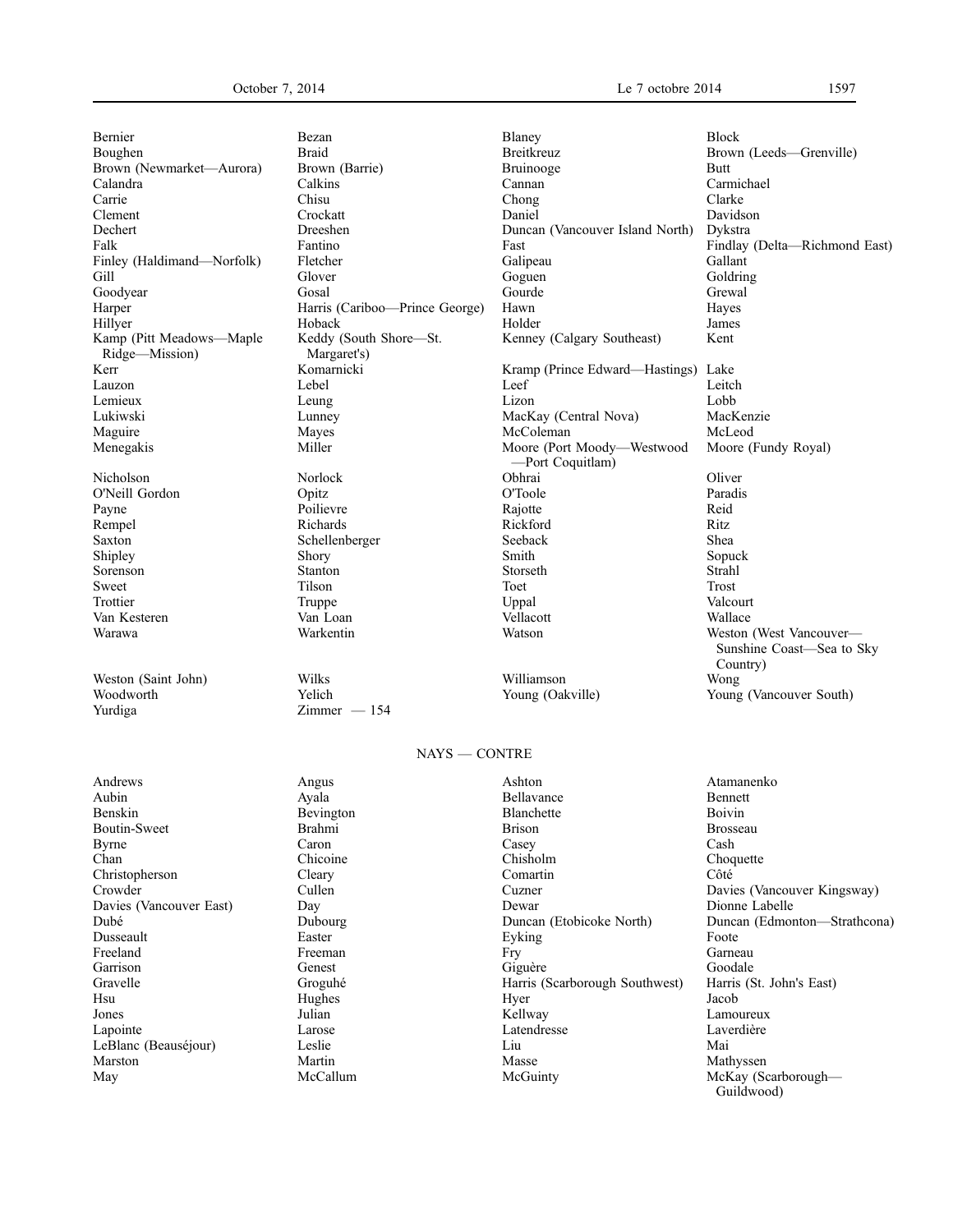Bernier Bezan Blaney Block
Boughen Braid Breitkreuz Brown (Leeds—Grenville)
Brown (Newmarket—Aurora) Brown (Barrie) Bruinooge Butt
Calandra Calkins Cannan Carmichael
Carrie Chisu Chong Clarke
Clement Crockatt Daniel Davidson
Dechert Dreeshen Duncan (Vancouver Island North) Dykstra
Falk Fantino Fast Findlay (Delta—Richmond East)
Finley (Haldimand—Norfolk) Fletcher Galipeau Gallant
Gill Glover Goguen Goldring
Goodyear Gosal Gourde Grewal
Harper Harris (Cariboo—Prince George) Hawn Hayes
Hillyer Hoback Holder James
Kamp (Pitt Meadows—Maple Ridge—Mission) Keddy (South Shore—St. Margaret's) Kenney (Calgary Southeast) Kent
Kerr Komarnicki Kramp (Prince Edward—Hastings) Lake
Lauzon Lebel Leef Leitch
Lemieux Leung Lizon Lobb
Lukiwski Lunney MacKay (Central Nova) MacKenzie
Maguire Mayes McColeman McLeod
Menegakis Miller Moore (Port Moody—Westwood—Port Coquitlam) Moore (Fundy Royal)
Nicholson Norlock Obhrai Oliver
O'Neill Gordon Opitz O'Toole Paradis
Payne Poilievre Rajotte Reid
Rempel Richards Rickford Ritz
Saxton Schellenberger Seeback Shea
Shipley Shory Smith Sopuck
Sorenson Stanton Storseth Strahl
Sweet Tilson Toet Trost
Trottier Truppe Uppal Valcourt
Van Kesteren Van Loan Vellacott Wallace
Warawa Warkentin Watson Weston (West Vancouver—Sunshine Coast—Sea to Sky Country)
Weston (Saint John) Wilks Williamson Wong
Woodworth Yelich Young (Oakville) Young (Vancouver South)
Yurdiga Zimmer — 154

NAYS — CONTRE

Andrews Angus Ashton Atamanenko
Aubin Ayala Bellavance Bennett
Benskin Bevington Blanchette Boivin
Boutin-Sweet Brahmi Brison Brosseau
Byrne Caron Casey Cash
Chan Chicoine Chisholm Choquette
Christopherson Cleary Comartin Côté
Crowder Cullen Cuzner Davies (Vancouver Kingsway)
Davies (Vancouver East) Day Dewar Dionne Labelle
Dubé Dubourg Duncan (Etobicoke North) Duncan (Edmonton—Strathcona)
Dusseault Easter Eyking Foote
Freeland Freeman Fry Garneau
Garrison Genest Giguère Goodale
Gravelle Groguhé Harris (Scarborough Southwest) Harris (St. John's East)
Hsu Hughes Hyer Jacob
Jones Julian Kellway Lamoureux
Lapointe Larose Latendresse Laverdière
LeBlanc (Beauséjour) Leslie Liu Mai
Marston Martin Masse Mathyssen
May McCallum McGuinty McKay (Scarborough—Guildwood)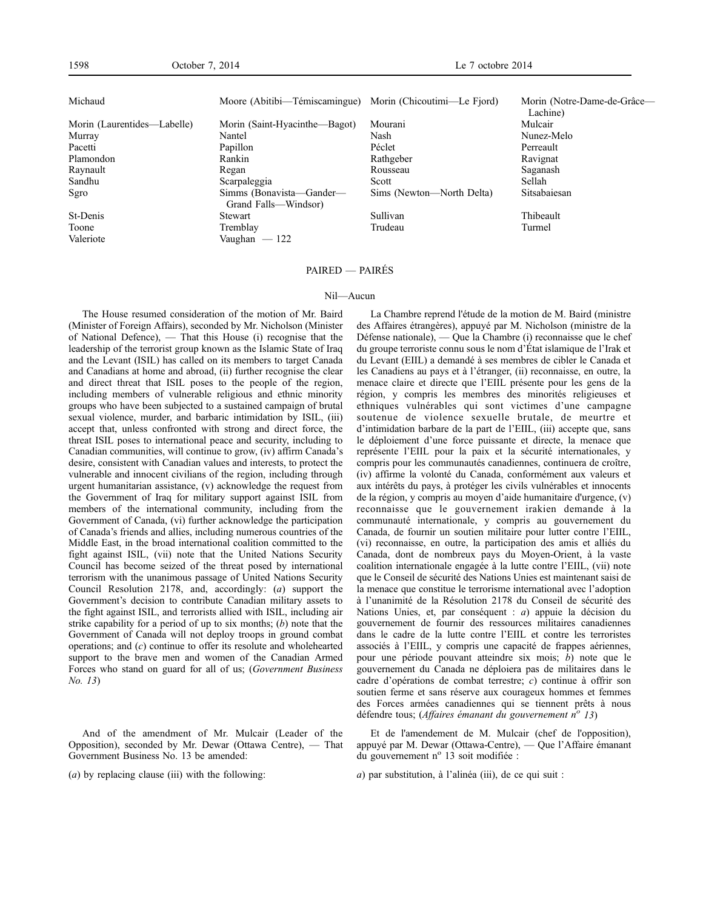| | | | |
|---|---|---|---|
| Michaud | Moore (Abitibi—Témiscamingue) | Morin (Chicoutimi—Le Fjord) | Morin (Notre-Dame-de-Grâce—Lachine) |
| Morin (Laurentides—Labelle) | Morin (Saint-Hyacinthe—Bagot) | Mourani | Mulcair |
| Murray | Nantel | Nash | Nunez-Melo |
| Pacetti | Papillon | Péclet | Perreault |
| Plamondon | Rankin | Rathgeber | Ravignat |
| Raynault | Regan | Rousseau | Saganash |
| Sandhu | Scarpaleggia | Scott | Sellah |
| Sgro | Simms (Bonavista—Gander—Grand Falls—Windsor) | Sims (Newton—North Delta) | Sitsabaiesan |
| St-Denis | Stewart | Sullivan | Thibeault |
| Toone | Tremblay | Trudeau | Turmel |
| Valeriote | Vaughan — 122 | | |

PAIRED — PAIRÉS

Nil—Aucun

The House resumed consideration of the motion of Mr. Baird (Minister of Foreign Affairs), seconded by Mr. Nicholson (Minister of National Defence), — That this House (i) recognise that the leadership of the terrorist group known as the Islamic State of Iraq and the Levant (ISIL) has called on its members to target Canada and Canadians at home and abroad, (ii) further recognise the clear and direct threat that ISIL poses to the people of the region, including members of vulnerable religious and ethnic minority groups who have been subjected to a sustained campaign of brutal sexual violence, murder, and barbaric intimidation by ISIL, (iii) accept that, unless confronted with strong and direct force, the threat ISIL poses to international peace and security, including to Canadian communities, will continue to grow, (iv) affirm Canada's desire, consistent with Canadian values and interests, to protect the vulnerable and innocent civilians of the region, including through urgent humanitarian assistance, (v) acknowledge the request from the Government of Iraq for military support against ISIL from members of the international community, including from the Government of Canada, (vi) further acknowledge the participation of Canada's friends and allies, including numerous countries of the Middle East, in the broad international coalition committed to the fight against ISIL, (vii) note that the United Nations Security Council has become seized of the threat posed by international terrorism with the unanimous passage of United Nations Security Council Resolution 2178, and, accordingly: (*a*) support the Government's decision to contribute Canadian military assets to the fight against ISIL, and terrorists allied with ISIL, including air strike capability for a period of up to six months; (*b*) note that the Government of Canada will not deploy troops in ground combat operations; and (*c*) continue to offer its resolute and wholehearted support to the brave men and women of the Canadian Armed Forces who stand on guard for all of us; (*Government Business No. 13*)

La Chambre reprend l'étude de la motion de M. Baird (ministre des Affaires étrangères), appuyé par M. Nicholson (ministre de la Défense nationale), — Que la Chambre (i) reconnaisse que le chef du groupe terroriste connu sous le nom d'État islamique de l'Irak et du Levant (EIIL) a demandé à ses membres de cibler le Canada et les Canadiens au pays et à l'étranger, (ii) reconnaisse, en outre, la menace claire et directe que l'EIIL présente pour les gens de la région, y compris les membres des minorités religieuses et ethniques vulnérables qui sont victimes d'une campagne soutenue de violence sexuelle brutale, de meurtre et d'intimidation barbare de la part de l'EIIL, (iii) accepte que, sans le déploiement d'une force puissante et directe, la menace que représente l'EIIL pour la paix et la sécurité internationales, y compris pour les communauté canadiennes, continuera de croître, (iv) affirme la volonté du Canada, conformément aux valeurs et aux intérêts du pays, à protéger les civils vulnérables et innocents de la région, y compris au moyen d'aide humanitaire d'urgence, (v) reconnaisse que le gouvernement irakien demande à la communauté internationale, y compris au gouvernement du Canada, de fournir un soutien militaire pour lutter contre l'EIIL, (vi) reconnaisse, en outre, la participation des amis et alliés du Canada, dont de nombreux pays du Moyen-Orient, à la vaste coalition internationale engagée à la lutte contre l'EIIL, (vii) note que le Conseil de sécurité des Nations Unies est maintenant saisi de la menace que constitue le terrorisme international avec l'adoption à l'unanimité de la Résolution 2178 du Conseil de sécurité des Nations Unies, et, par conséquent : *a*) appuie la décision du gouvernement de fournir des ressources militaires canadiennes dans le cadre de la lutte contre l'EIIL et contre les terroristes associés à l'EIIL, y compris une capacité de frappes aériennes, pour une période pouvant atteindre six mois; *b*) note que le gouvernement du Canada ne déploiera pas de militaires dans le cadre d'opérations de combat terrestre; *c*) continue à offrir son soutien ferme et sans réserve aux courageux hommes et femmes des Forces armées canadiennes qui se tiennent prêts à nous défendre tous; (*Affaires émanant du gouvernement n^o 13*)

And of the amendment of Mr. Mulcair (Leader of the Opposition), seconded by Mr. Dewar (Ottawa Centre), — That Government Business No. 13 be amended:

(*a*) by replacing clause (iii) with the following:

Et de l'amendement de M. Mulcair (chef de l'opposition), appuyé par M. Dewar (Ottawa-Centre), — Que l'Affaire émanant du gouvernement n^o 13 soit modifiée :

*a*) par substitution, à l'alinéa (iii), de ce qui suit :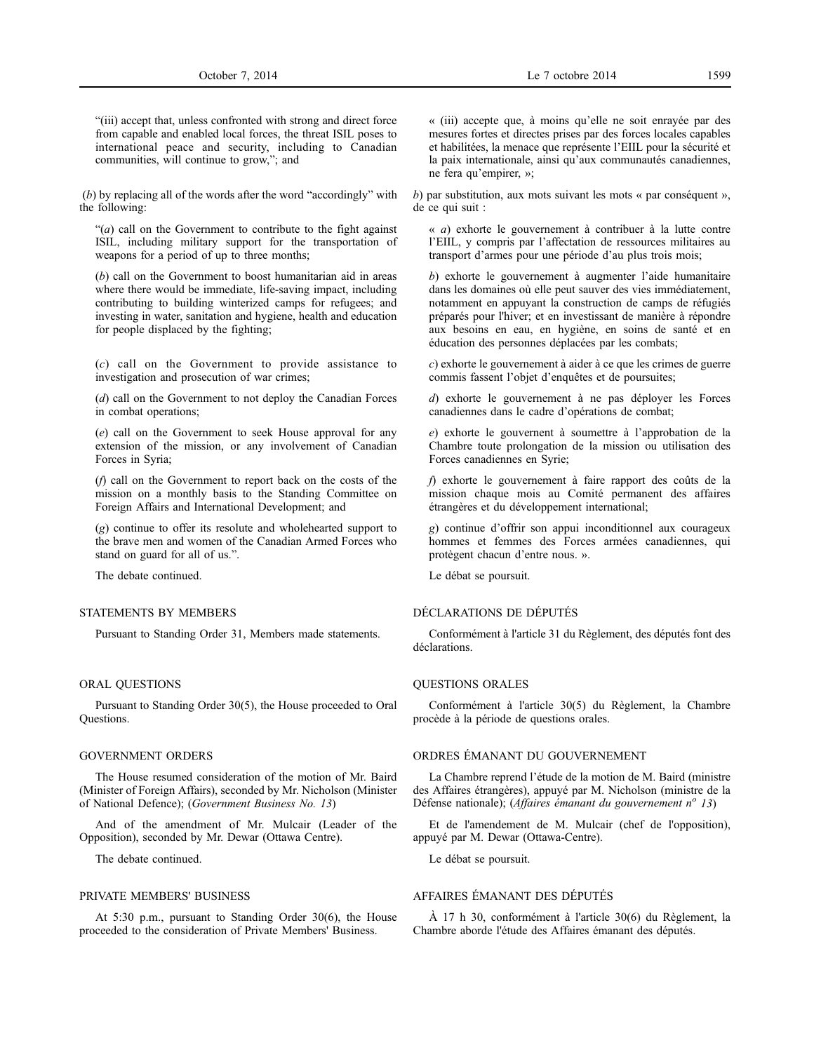"(iii) accept that, unless confronted with strong and direct force from capable and enabled local forces, the threat ISIL poses to international peace and security, including to Canadian communities, will continue to grow,"; and

(*b*) by replacing all of the words after the word "accordingly" with the following:

"(*a*) call on the Government to contribute to the fight against ISIL, including military support for the transportation of weapons for a period of up to three months;

(*b*) call on the Government to boost humanitarian aid in areas where there would be immediate, life-saving impact, including contributing to building winterized camps for refugees; and investing in water, sanitation and hygiene, health and education for people displaced by the fighting;

(*c*) call on the Government to provide assistance to investigation and prosecution of war crimes;

(*d*) call on the Government to not deploy the Canadian Forces in combat operations;

(*e*) call on the Government to seek House approval for any extension of the mission, or any involvement of Canadian Forces in Syria;

(*f*) call on the Government to report back on the costs of the mission on a monthly basis to the Standing Committee on Foreign Affairs and International Development; and

(*g*) continue to offer its resolute and wholehearted support to the brave men and women of the Canadian Armed Forces who stand on guard for all of us.".

The debate continued.

## STATEMENTS BY MEMBERS

Pursuant to Standing Order 31, Members made statements.

## ORAL QUESTIONS

Pursuant to Standing Order 30(5), the House proceeded to Oral Questions.

## GOVERNMENT ORDERS

The House resumed consideration of the motion of Mr. Baird (Minister of Foreign Affairs), seconded by Mr. Nicholson (Minister of National Defence); (*Government Business No. 13*)

And of the amendment of Mr. Mulcair (Leader of the Opposition), seconded by Mr. Dewar (Ottawa Centre).

The debate continued.

## PRIVATE MEMBERS' BUSINESS

At 5:30 p.m., pursuant to Standing Order 30(6), the House proceeded to the consideration of Private Members' Business.

« (iii) accepte que, à moins qu'elle ne soit enrayée par des mesures fortes et directes prises par des forces locales capables et habilitées, la menace que représente l'EIIL pour la sécurité et la paix internationale, ainsi qu'aux communautés canadiennes, ne fera qu'empirer, »;

*b*) par substitution, aux mots suivant les mots « par conséquent », de ce qui suit :

« *a*) exhorte le gouvernement à contribuer à la lutte contre l'EIIL, y compris par l'affectation de ressources militaires au transport d'armes pour une période d'au plus trois mois;

*b*) exhorte le gouvernement à augmenter l'aide humanitaire dans les domaines où elle peut sauver des vies immédiatement, notamment en appuyant la construction de camps de réfugiés préparés pour l'hiver; et en investissant de manière à répondre aux besoins en eau, en hygiène, en soins de santé et en éducation des personnes déplacées par les combats;

*c*) exhorte le gouvernement à aider à ce que les crimes de guerre commis fassent l'objet d'enquêtes et de poursuites;

*d*) exhorte le gouvernement à ne pas déployer les Forces canadiennes dans le cadre d'opérations de combat;

*e*) exhorte le gouvernent à soumettre à l'approbation de la Chambre toute prolongation de la mission ou utilisation des Forces canadiennes en Syrie;

*f*) exhorte le gouvernement à faire rapport des coûts de la mission chaque mois au Comité permanent des affaires étrangères et du développement international;

*g*) continue d'offrir son appui inconditionnel aux courageux hommes et femmes des Forces armées canadiennes, qui protègent chacun d'entre nous. ».

Le débat se poursuit.

## DÉCLARATIONS DE DÉPUTÉS

Conformément à l'article 31 du Règlement, des députés font des déclarations.

## QUESTIONS ORALES

Conformément à l'article 30(5) du Règlement, la Chambre procède à la période de questions orales.

## ORDRES ÉMANANT DU GOUVERNEMENT

La Chambre reprend l'étude de la motion de M. Baird (ministre des Affaires étrangères), appuyé par M. Nicholson (ministre de la Défense nationale); (*Affaires émanant du gouvernement n[o] 13*)

Et de l'amendement de M. Mulcair (chef de l'opposition), appuyé par M. Dewar (Ottawa-Centre).

Le débat se poursuit.

## AFFAIRES ÉMANANT DES DÉPUTÉS

À 17 h 30, conformément à l'article 30(6) du Règlement, la Chambre aborde l'étude des Affaires émanant des députés.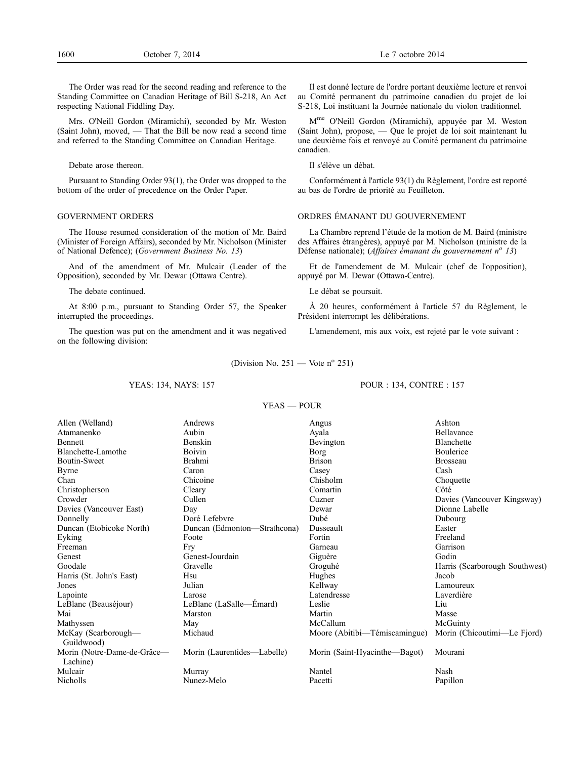The Order was read for the second reading and reference to the Standing Committee on Canadian Heritage of Bill S-218, An Act respecting National Fiddling Day.

Mrs. O'Neill Gordon (Miramichi), seconded by Mr. Weston (Saint John), moved, — That the Bill be now read a second time and referred to the Standing Committee on Canadian Heritage.

Debate arose thereon.

Pursuant to Standing Order 93(1), the Order was dropped to the bottom of the order of precedence on the Order Paper.

Il est donné lecture de l'ordre portant deuxième lecture et renvoi au Comité permanent du patrimoine canadien du projet de loi S-218, Loi instituant la Journée nationale du violon traditionnel.

M[me] O'Neill Gordon (Miramichi), appuyée par M. Weston (Saint John), propose, — Que le projet de loi soit maintenant lu une deuxième fois et renvoyé au Comité permanent du patrimoine canadien.

Il s'élève un débat.

Conformément à l'article 93(1) du Règlement, l'ordre est reporté au bas de l'ordre de priorité au Feuilleton.

## GOVERNMENT ORDERS

The House resumed consideration of the motion of Mr. Baird (Minister of Foreign Affairs), seconded by Mr. Nicholson (Minister of National Defence); (*Government Business No. 13*)

And of the amendment of Mr. Mulcair (Leader of the Opposition), seconded by Mr. Dewar (Ottawa Centre).

The debate continued.

At 8:00 p.m., pursuant to Standing Order 57, the Speaker interrupted the proceedings.

The question was put on the amendment and it was negatived on the following division:

## ORDRES ÉMANANT DU GOUVERNEMENT

La Chambre reprend l'étude de la motion de M. Baird (ministre des Affaires étrangères), appuyé par M. Nicholson (ministre de la Défense nationale); (*Affaires émanant du gouvernement n[o] 13*)

Et de l'amendement de M. Mulcair (chef de l'opposition), appuyé par M. Dewar (Ottawa-Centre).

Le débat se poursuit.

À 20 heures, conformément à l'article 57 du Règlement, le Président interrompt les délibérations.

L'amendement, mis aux voix, est rejeté par le vote suivant :

(Division No. 251 — Vote n[o] 251)

YEAS: 134, NAYS: 157 — POUR : 134, CONTRE : 157

### YEAS — POUR

| | | | |
|---|---|---|---|
| Allen (Welland) | Andrews | Angus | Ashton |
| Atamanenko | Aubin | Ayala | Bellavance |
| Bennett | Benskin | Bevington | Blanchette |
| Blanchette-Lamothe | Boivin | Borg | Boulerice |
| Boutin-Sweet | Brahmi | Brison | Brosseau |
| Byrne | Caron | Casey | Cash |
| Chan | Chicoine | Chisholm | Choquette |
| Christopherson | Cleary | Comartin | Côté |
| Crowder | Cullen | Cuzner | Davies (Vancouver Kingsway) |
| Davies (Vancouver East) | Day | Dewar | Dionne Labelle |
| Donnelly | Doré Lefebvre | Dubé | Dubourg |
| Duncan (Etobicoke North) | Duncan (Edmonton—Strathcona) | Dusseault | Easter |
| Eyking | Foote | Fortin | Freeland |
| Freeman | Fry | Garneau | Garrison |
| Genest | Genest-Jourdain | Giguère | Godin |
| Goodale | Gravelle | Groguhé | Harris (Scarborough Southwest) |
| Harris (St. John's East) | Hsu | Hughes | Jacob |
| Jones | Julian | Kellway | Lamoureux |
| Lapointe | Larose | Latendresse | Laverdière |
| LeBlanc (Beauséjour) | LeBlanc (LaSalle—Émard) | Leslie | Liu |
| Mai | Marston | Martin | Masse |
| Mathyssen | May | McCallum | McGuinty |
| McKay (Scarborough—Guildwood) | Michaud | Moore (Abitibi—Témiscamingue) | Morin (Chicoutimi—Le Fjord) |
| Morin (Notre-Dame-de-Grâce—Lachine) | Morin (Laurentides—Labelle) | Morin (Saint-Hyacinthe—Bagot) | Mourani |
| Mulcair | Murray | Nantel | Nash |
| Nicholls | Nunez-Melo | Pacetti | Papillon |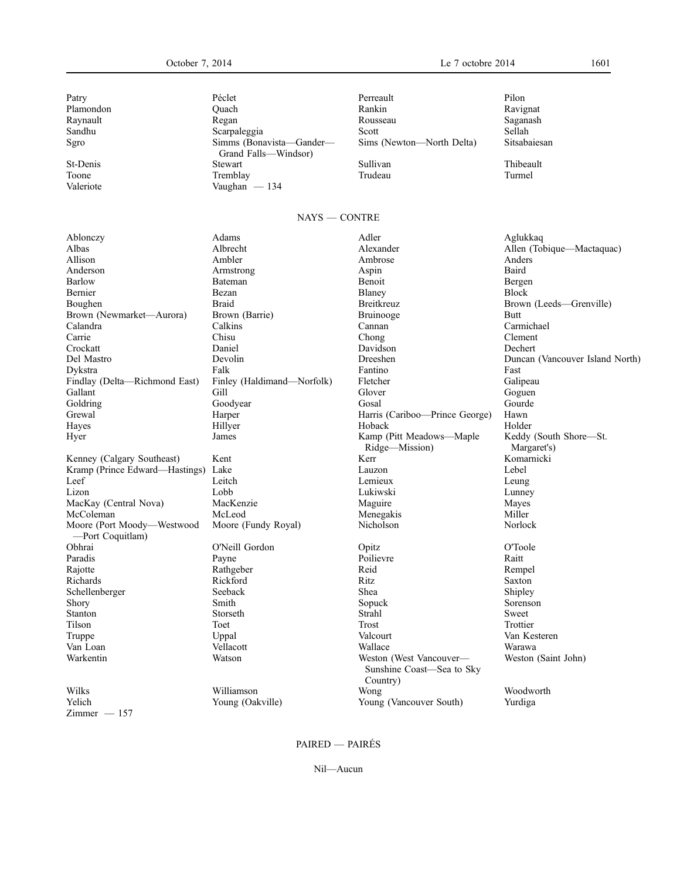| | | | |
|---|---|---|---|
| Patry | Péclet | Perreault | Pilon |
| Plamondon | Quach | Rankin | Ravignat |
| Raynault | Regan | Rousseau | Saganash |
| Sandhu | Scarpaleggia | Scott | Sellah |
| Sgro | Simms (Bonavista—Gander—Grand Falls—Windsor) | Sims (Newton—North Delta) | Sitsabaiesan |
| St-Denis | Stewart | Sullivan | Thibeault |
| Toone | Tremblay | Trudeau | Turmel |
| Valeriote | Vaughan — 134 | | |

## NAYS — CONTRE

| | | | |
|---|---|---|---|
| Ablonczy | Adams | Adler | Aglukkaq |
| Albas | Albrecht | Alexander | Allen (Tobique—Mactaquac) |
| Allison | Ambler | Ambrose | Anders |
| Anderson | Armstrong | Aspin | Baird |
| Barlow | Bateman | Benoit | Bergen |
| Bernier | Bezan | Blaney | Block |
| Boughen | Braid | Breitkreuz | Brown (Leeds—Grenville) |
| Brown (Newmarket—Aurora) | Brown (Barrie) | Bruinooge | Butt |
| Calandra | Calkins | Cannan | Carmichael |
| Carrie | Chisu | Chong | Clement |
| Crockatt | Daniel | Davidson | Dechert |
| Del Mastro | Devolin | Dreeshen | Duncan (Vancouver Island North) |
| Dykstra | Falk | Fantino | Fast |
| Findlay (Delta—Richmond East) | Finley (Haldimand—Norfolk) | Fletcher | Galipeau |
| Gallant | Gill | Glover | Goguen |
| Goldring | Goodyear | Gosal | Gourde |
| Grewal | Harper | Harris (Cariboo—Prince George) | Hawn |
| Hayes | Hillyer | Hoback | Holder |
| Hyer | James | Kamp (Pitt Meadows—Maple Ridge—Mission) | Keddy (South Shore—St. Margaret's) |
| Kenney (Calgary Southeast) | Kent | Kerr | Komarnicki |
| Kramp (Prince Edward—Hastings) | Lake | Lauzon | Lebel |
| Leef | Leitch | Lemieux | Leung |
| Lizon | Lobb | Lukiwski | Lunney |
| MacKay (Central Nova) | MacKenzie | Maguire | Mayes |
| McColeman | McLeod | Menegakis | Miller |
| Moore (Port Moody—Westwood—Port Coquitlam) | Moore (Fundy Royal) | Nicholson | Norlock |
| Obhrai | O'Neill Gordon | Opitz | O'Toole |
| Paradis | Payne | Poilievre | Raitt |
| Rajotte | Rathgeber | Reid | Rempel |
| Richards | Rickford | Ritz | Saxton |
| Schellenberger | Seeback | Shea | Shipley |
| Shory | Smith | Sopuck | Sorenson |
| Stanton | Storseth | Strahl | Sweet |
| Tilson | Toet | Trost | Trottier |
| Truppe | Uppal | Valcourt | Van Kesteren |
| Van Loan | Vellacott | Wallace | Warawa |
| Warkentin | Watson | Weston (West Vancouver—Sunshine Coast—Sea to Sky Country) | Weston (Saint John) |
| Wilks | Williamson | Wong | Woodworth |
| Yelich | Young (Oakville) | Young (Vancouver South) | Yurdiga |
| Zimmer — 157 | | | |

## PAIRED — PAIRÉS

Nil—Aucun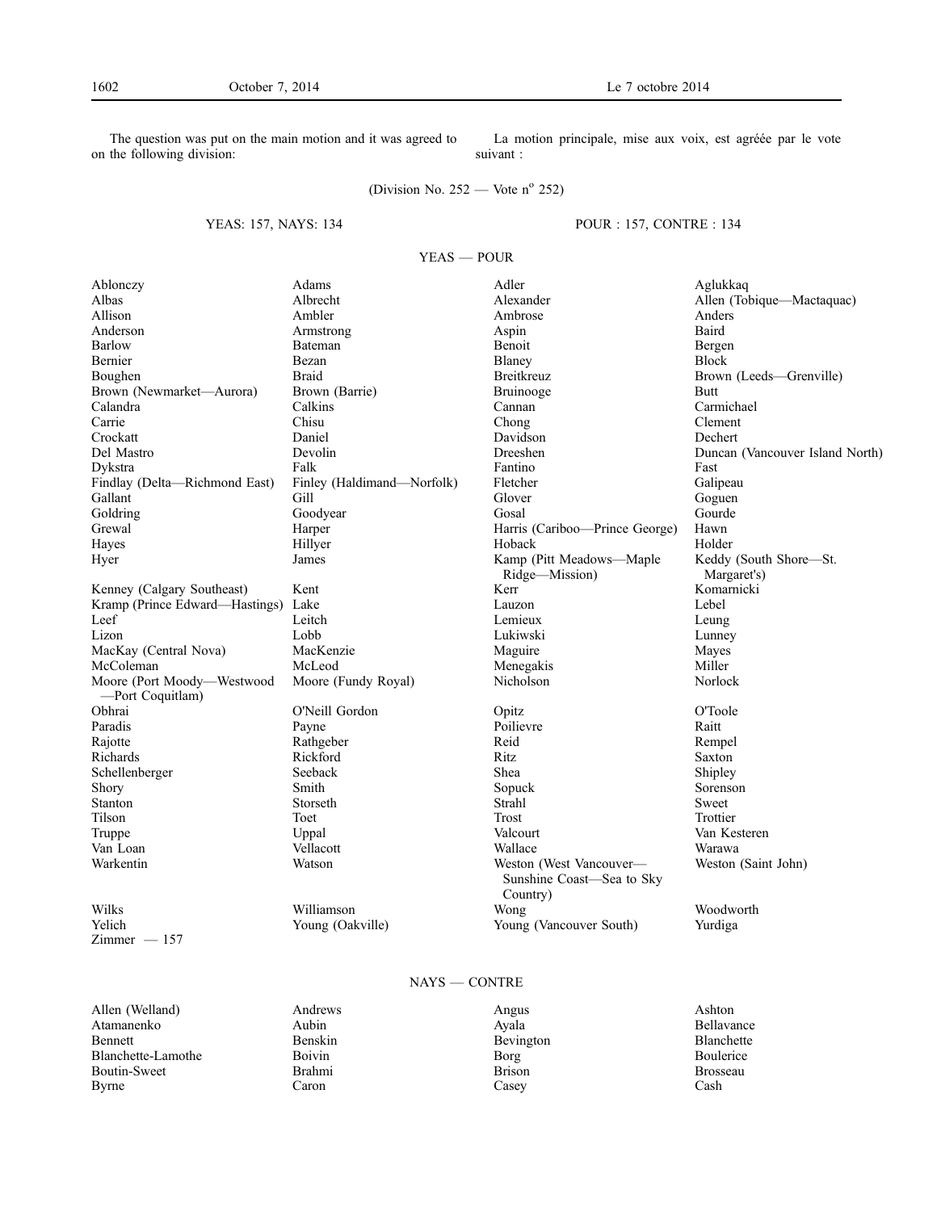The question was put on the main motion and it was agreed to on the following division:

La motion principale, mise aux voix, est agréée par le vote suivant :

(Division No. 252 — Vote n° 252)

YEAS: 157, NAYS: 134

POUR : 157, CONTRE : 134

YEAS — POUR

| | | | |
|---|---|---|---|
| Ablonczy | Adams | Adler | Aglukkaq |
| Albas | Albrecht | Alexander | Allen (Tobique—Mactaquac) |
| Allison | Ambler | Ambrose | Anders |
| Anderson | Armstrong | Aspin | Baird |
| Barlow | Bateman | Benoit | Bergen |
| Bernier | Bezan | Blaney | Block |
| Boughen | Braid | Breitkreuz | Brown (Leeds—Grenville) |
| Brown (Newmarket—Aurora) | Brown (Barrie) | Bruinooge | Butt |
| Calandra | Calkins | Cannan | Carmichael |
| Carrie | Chisu | Chong | Clement |
| Crockatt | Daniel | Davidson | Dechert |
| Del Mastro | Devolin | Dreeshen | Duncan (Vancouver Island North) |
| Dykstra | Falk | Fantino | Fast |
| Findlay (Delta—Richmond East) | Finley (Haldimand—Norfolk) | Fletcher | Galipeau |
| Gallant | Gill | Glover | Goguen |
| Goldring | Goodyear | Gosal | Gourde |
| Grewal | Harper | Harris (Cariboo—Prince George) | Hawn |
| Hayes | Hillyer | Hoback | Holder |
| Hyer | James | Kamp (Pitt Meadows—Maple Ridge—Mission) | Keddy (South Shore—St. Margaret's) |
| Kenney (Calgary Southeast) | Kent | Kerr | Komarnicki |
| Kramp (Prince Edward—Hastings) | Lake | Lauzon | Lebel |
| Leef | Leitch | Lemieux | Leung |
| Lizon | Lobb | Lukiwski | Lunney |
| MacKay (Central Nova) | MacKenzie | Maguire | Mayes |
| McColeman | McLeod | Menegakis | Miller |
| Moore (Port Moody—Westwood—Port Coquitlam) | Moore (Fundy Royal) | Nicholson | Norlock |
| Obhrai | O'Neill Gordon | Opitz | O'Toole |
| Paradis | Payne | Poilievre | Raitt |
| Rajotte | Rathgeber | Reid | Rempel |
| Richards | Rickford | Ritz | Saxton |
| Schellenberger | Seeback | Shea | Shipley |
| Shory | Smith | Sopuck | Sorenson |
| Stanton | Storseth | Strahl | Sweet |
| Tilson | Toet | Trost | Trottier |
| Truppe | Uppal | Valcourt | Van Kesteren |
| Van Loan | Vellacott | Wallace | Warawa |
| Warkentin | Watson | Weston (West Vancouver—Sunshine Coast—Sea to Sky Country) | Weston (Saint John) |
| Wilks | Williamson | Wong | Woodworth |
| Yelich | Young (Oakville) | Young (Vancouver South) | Yurdiga |
| Zimmer — 157 | | | |

NAYS — CONTRE

| | | | |
|---|---|---|---|
| Allen (Welland) | Andrews | Angus | Ashton |
| Atamanenko | Aubin | Ayala | Bellavance |
| Bennett | Benskin | Bevington | Blanchette |
| Blanchette-Lamothe | Boivin | Borg | Boulerice |
| Boutin-Sweet | Brahmi | Brison | Brosseau |
| Byrne | Caron | Casey | Cash |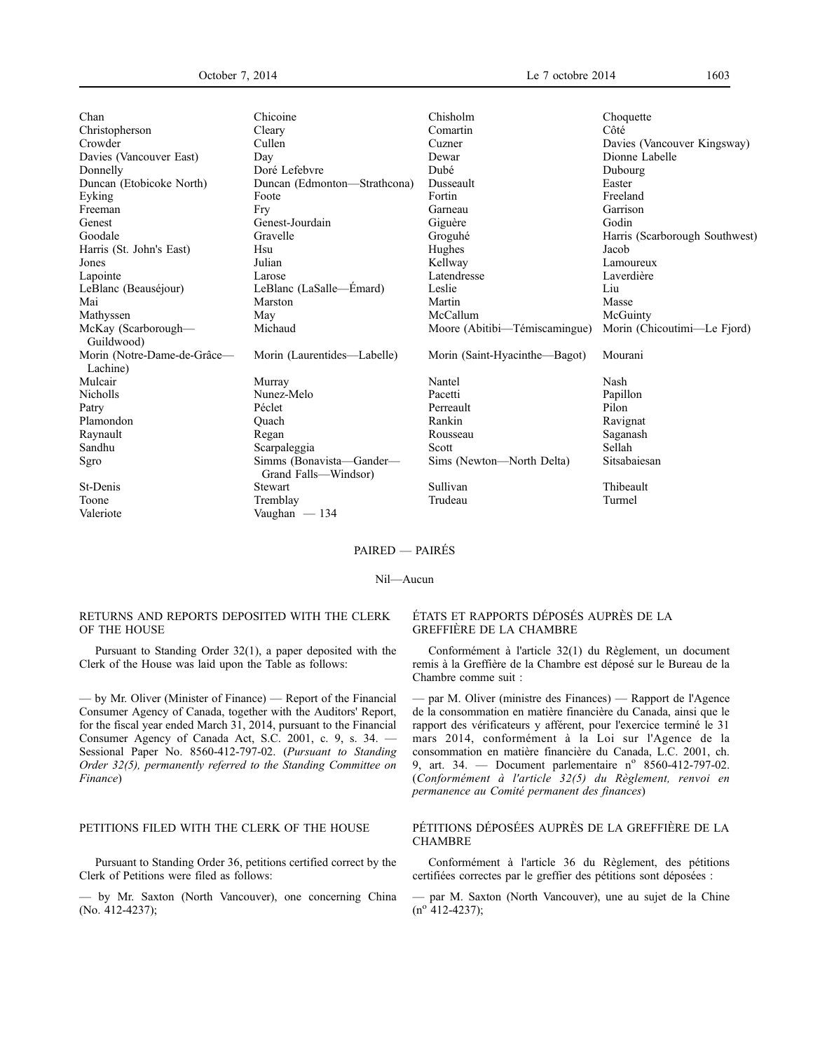| | | | |
|---|---|---|---|
| Chan | Chicoine | Chisholm | Choquette |
| Christopherson | Cleary | Comartin | Côté |
| Crowder | Cullen | Cuzner | Davies (Vancouver Kingsway) |
| Davies (Vancouver East) | Day | Dewar | Dionne Labelle |
| Donnelly | Doré Lefebvre | Dubé | Dubourg |
| Duncan (Etobicoke North) | Duncan (Edmonton—Strathcona) | Dusseault | Easter |
| Eyking | Foote | Fortin | Freeland |
| Freeman | Fry | Garneau | Garrison |
| Genest | Genest-Jourdain | Giguère | Godin |
| Goodale | Gravelle | Groguhé | Harris (Scarborough Southwest) |
| Harris (St. John's East) | Hsu | Hughes | Jacob |
| Jones | Julian | Kellway | Lamoureux |
| Lapointe | Larose | Latendresse | Laverdière |
| LeBlanc (Beauséjour) | LeBlanc (LaSalle—Émard) | Leslie | Liu |
| Mai | Marston | Martin | Masse |
| Mathyssen | May | McCallum | McGuinty |
| McKay (Scarborough—Guildwood) | Michaud | Moore (Abitibi—Témiscamingue) | Morin (Chicoutimi—Le Fjord) |
| Morin (Notre-Dame-de-Grâce—Lachine) | Morin (Laurentides—Labelle) | Morin (Saint-Hyacinthe—Bagot) | Mourani |
| Mulcair | Murray | Nantel | Nash |
| Nicholls | Nunez-Melo | Pacetti | Papillon |
| Patry | Péclet | Perreault | Pilon |
| Plamondon | Quach | Rankin | Ravignat |
| Raynault | Regan | Rousseau | Saganash |
| Sandhu | Scarpaleggia | Scott | Sellah |
| Sgro | Simms (Bonavista—Gander—Grand Falls—Windsor) | Sims (Newton—North Delta) | Sitsabaiesan |
| St-Denis | Stewart | Sullivan | Thibeault |
| Toone | Tremblay | Trudeau | Turmel |
| Valeriote | Vaughan — 134 | | |

PAIRED — PAIRÉS

Nil—Aucun

## RETURNS AND REPORTS DEPOSITED WITH THE CLERK OF THE HOUSE

Pursuant to Standing Order 32(1), a paper deposited with the Clerk of the House was laid upon the Table as follows:

— by Mr. Oliver (Minister of Finance) — Report of the Financial Consumer Agency of Canada, together with the Auditors' Report, for the fiscal year ended March 31, 2014, pursuant to the Financial Consumer Agency of Canada Act, S.C. 2001, c. 9, s. 34. — Sessional Paper No. 8560-412-797-02. (*Pursuant to Standing Order 32(5), permanently referred to the Standing Committee on Finance*)

## ÉTATS ET RAPPORTS DÉPOSÉS AUPRÈS DE LA GREFFIÈRE DE LA CHAMBRE

Conformément à l'article 32(1) du Règlement, un document remis à la Greffière de la Chambre est déposé sur le Bureau de la Chambre comme suit :

— par M. Oliver (ministre des Finances) — Rapport de l'Agence de la consommation en matière financière du Canada, ainsi que le rapport des vérificateurs y afférent, pour l'exercice terminé le 31 mars 2014, conformément à la Loi sur l'Agence de la consommation en matière financière du Canada, L.C. 2001, ch. 9, art. 34. — Document parlementaire n° 8560-412-797-02. (*Conformément à l'article 32(5) du Règlement, renvoi en permanence au Comité permanent des finances*)

## PETITIONS FILED WITH THE CLERK OF THE HOUSE

Pursuant to Standing Order 36, petitions certified correct by the Clerk of Petitions were filed as follows:

— by Mr. Saxton (North Vancouver), one concerning China (No. 412-4237);

## PÉTITIONS DÉPOSÉES AUPRÈS DE LA GREFFIÈRE DE LA CHAMBRE

Conformément à l'article 36 du Règlement, des pétitions certifiées correctes par le greffier des pétitions sont déposées :

— par M. Saxton (North Vancouver), une au sujet de la Chine (n° 412-4237);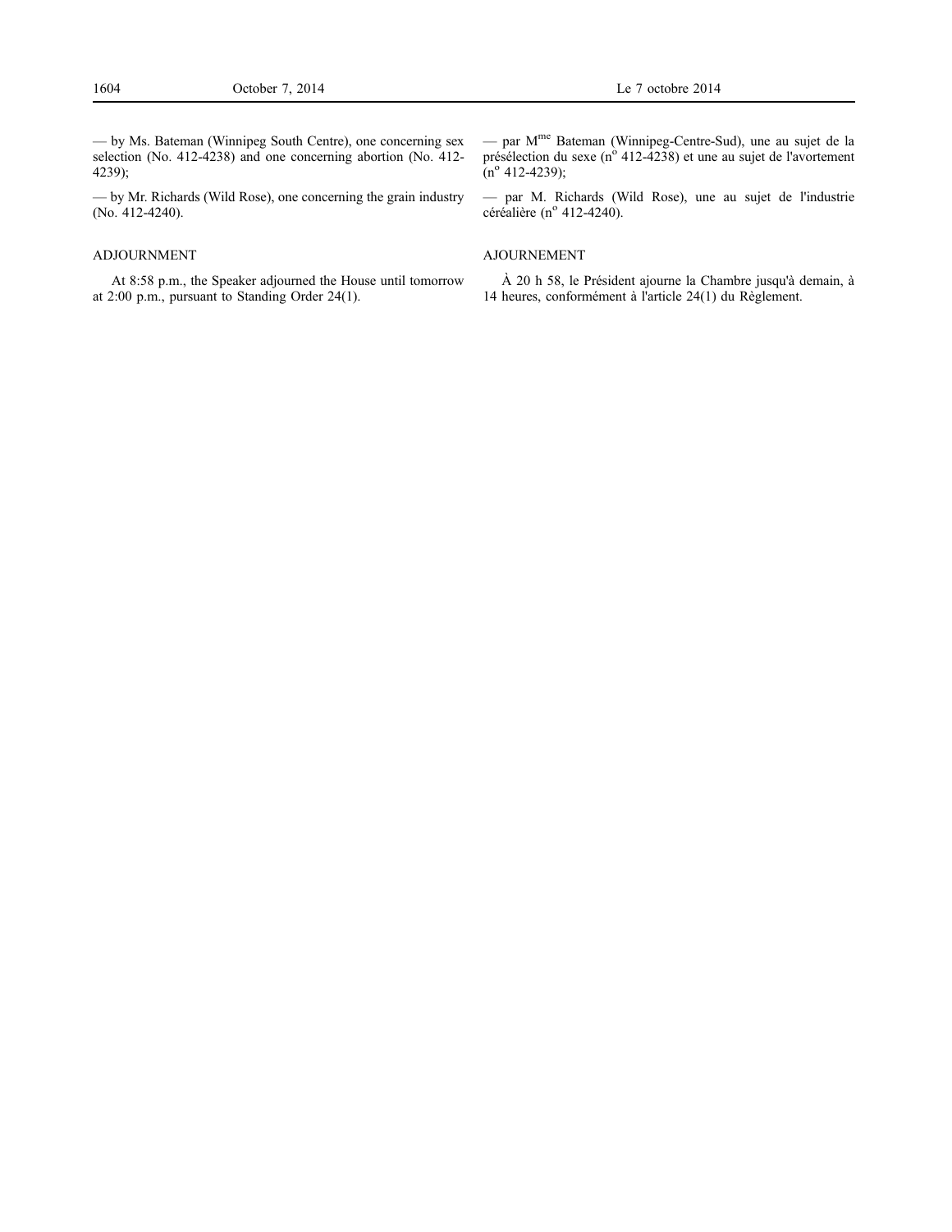— by Ms. Bateman (Winnipeg South Centre), one concerning sex selection (No. 412-4238) and one concerning abortion (No. 412-4239);

— by Mr. Richards (Wild Rose), one concerning the grain industry (No. 412-4240).

ADJOURNMENT

At 8:58 p.m., the Speaker adjourned the House until tomorrow at 2:00 p.m., pursuant to Standing Order 24(1).

— par M[me] Bateman (Winnipeg-Centre-Sud), une au sujet de la présélection du sexe (n[o] 412-4238) et une au sujet de l'avortement (n[o] 412-4239);

— par M. Richards (Wild Rose), une au sujet de l'industrie céréalière (n[o] 412-4240).

AJOURNEMENT

À 20 h 58, le Président ajourne la Chambre jusqu'à demain, à 14 heures, conformément à l'article 24(1) du Règlement.